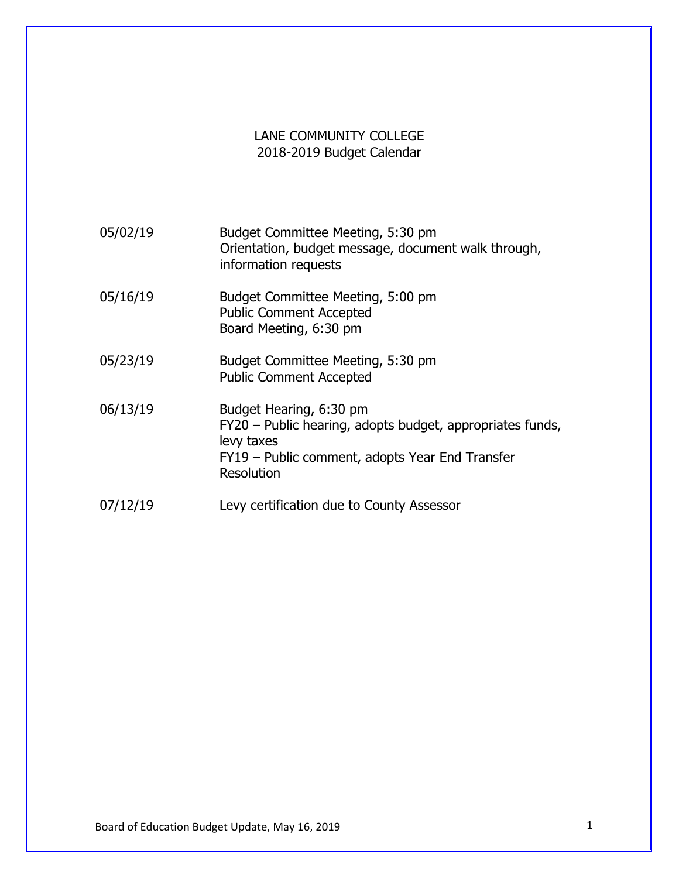# LANE COMMUNITY COLLEGE
## 2018-2019 Budget Calendar

| | |
|---|---|
| 05/02/19 | Budget Committee Meeting, 5:30 pm<br>Orientation, budget message, document walk through, information requests |
| 05/16/19 | Budget Committee Meeting, 5:00 pm<br>Public Comment Accepted<br>Board Meeting, 6:30 pm |
| 05/23/19 | Budget Committee Meeting, 5:30 pm<br>Public Comment Accepted |
| 06/13/19 | Budget Hearing, 6:30 pm<br>FY20 – Public hearing, adopts budget, appropriates funds, levy taxes<br>FY19 – Public comment, adopts Year End Transfer Resolution |
| 07/12/19 | Levy certification due to County Assessor |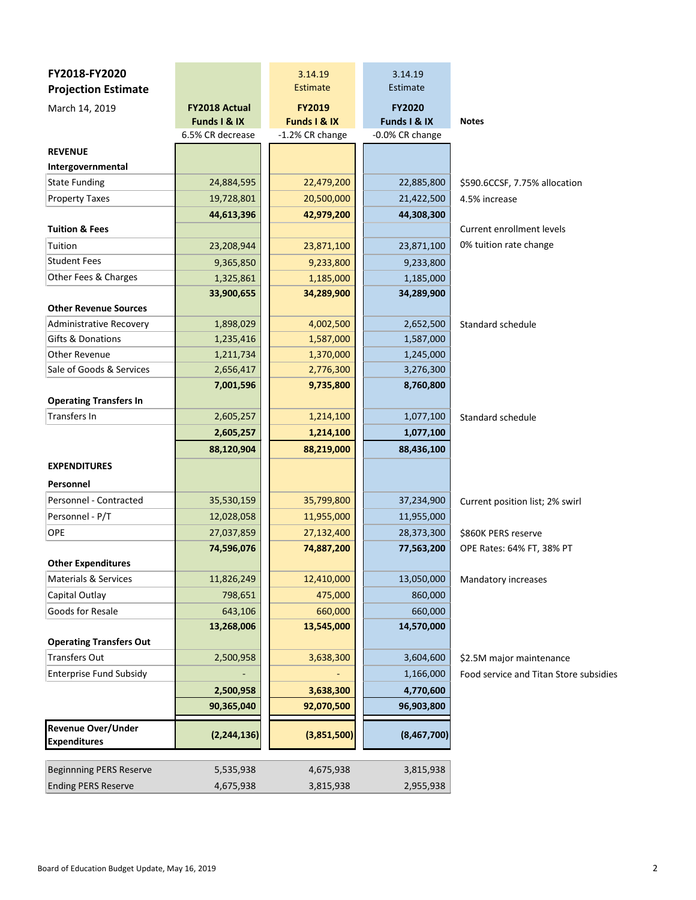## FY2018-FY2020 Projection Estimate

March 14, 2019

| | FY2018 Actual Funds I & IX | 3.14.19 Estimate FY2019 Funds I & IX | 3.14.19 Estimate FY2020 Funds I & IX | Notes |
|---|---|---|---|---|
| | 6.5% CR decrease | -1.2% CR change | -0.0% CR change | |
| **REVENUE** | | | | |
| **Intergovernmental** | | | | |
| State Funding | 24,884,595 | 22,479,200 | 22,885,800 | $590.6CCSF, 7.75% allocation |
| Property Taxes | 19,728,801 | 20,500,000 | 21,422,500 | 4.5% increase |
| | **44,613,396** | **42,979,200** | **44,308,300** | |
| **Tuition & Fees** | | | | Current enrollment levels |
| Tuition | 23,208,944 | 23,871,100 | 23,871,100 | 0% tuition rate change |
| Student Fees | 9,365,850 | 9,233,800 | 9,233,800 | |
| Other Fees & Charges | 1,325,861 | 1,185,000 | 1,185,000 | |
| | **33,900,655** | **34,289,900** | **34,289,900** | |
| **Other Revenue Sources** | | | | |
| Administrative Recovery | 1,898,029 | 4,002,500 | 2,652,500 | Standard schedule |
| Gifts & Donations | 1,235,416 | 1,587,000 | 1,587,000 | |
| Other Revenue | 1,211,734 | 1,370,000 | 1,245,000 | |
| Sale of Goods & Services | 2,656,417 | 2,776,300 | 3,276,300 | |
| | **7,001,596** | **9,735,800** | **8,760,800** | |
| **Operating Transfers In** | | | | |
| Transfers In | 2,605,257 | 1,214,100 | 1,077,100 | Standard schedule |
| | **2,605,257** | **1,214,100** | **1,077,100** | |
| | **88,120,904** | **88,219,000** | **88,436,100** | |
| **EXPENDITURES** | | | | |
| **Personnel** | | | | |
| Personnel - Contracted | 35,530,159 | 35,799,800 | 37,234,900 | Current position list; 2% swirl |
| Personnel - P/T | 12,028,058 | 11,955,000 | 11,955,000 | |
| OPE | 27,037,859 | 27,132,400 | 28,373,300 | $860K PERS reserve |
| | **74,596,076** | **74,887,200** | **77,563,200** | OPE Rates: 64% FT, 38% PT |
| **Other Expenditures** | | | | |
| Materials & Services | 11,826,249 | 12,410,000 | 13,050,000 | Mandatory increases |
| Capital Outlay | 798,651 | 475,000 | 860,000 | |
| Goods for Resale | 643,106 | 660,000 | 660,000 | |
| | **13,268,006** | **13,545,000** | **14,570,000** | |
| **Operating Transfers Out** | | | | |
| Transfers Out | 2,500,958 | 3,638,300 | 3,604,600 | $2.5M major maintenance |
| Enterprise Fund Subsidy | - | - | 1,166,000 | Food service and Titan Store subsidies |
| | **2,500,958** | **3,638,300** | **4,770,600** | |
| | **90,365,040** | **92,070,500** | **96,903,800** | |
| **Revenue Over/Under Expenditures** | **(2,244,136)** | **(3,851,500)** | **(8,467,700)** | |
| Beginnning PERS Reserve | 5,535,938 | 4,675,938 | 3,815,938 | |
| Ending PERS Reserve | 4,675,938 | 3,815,938 | 2,955,938 | |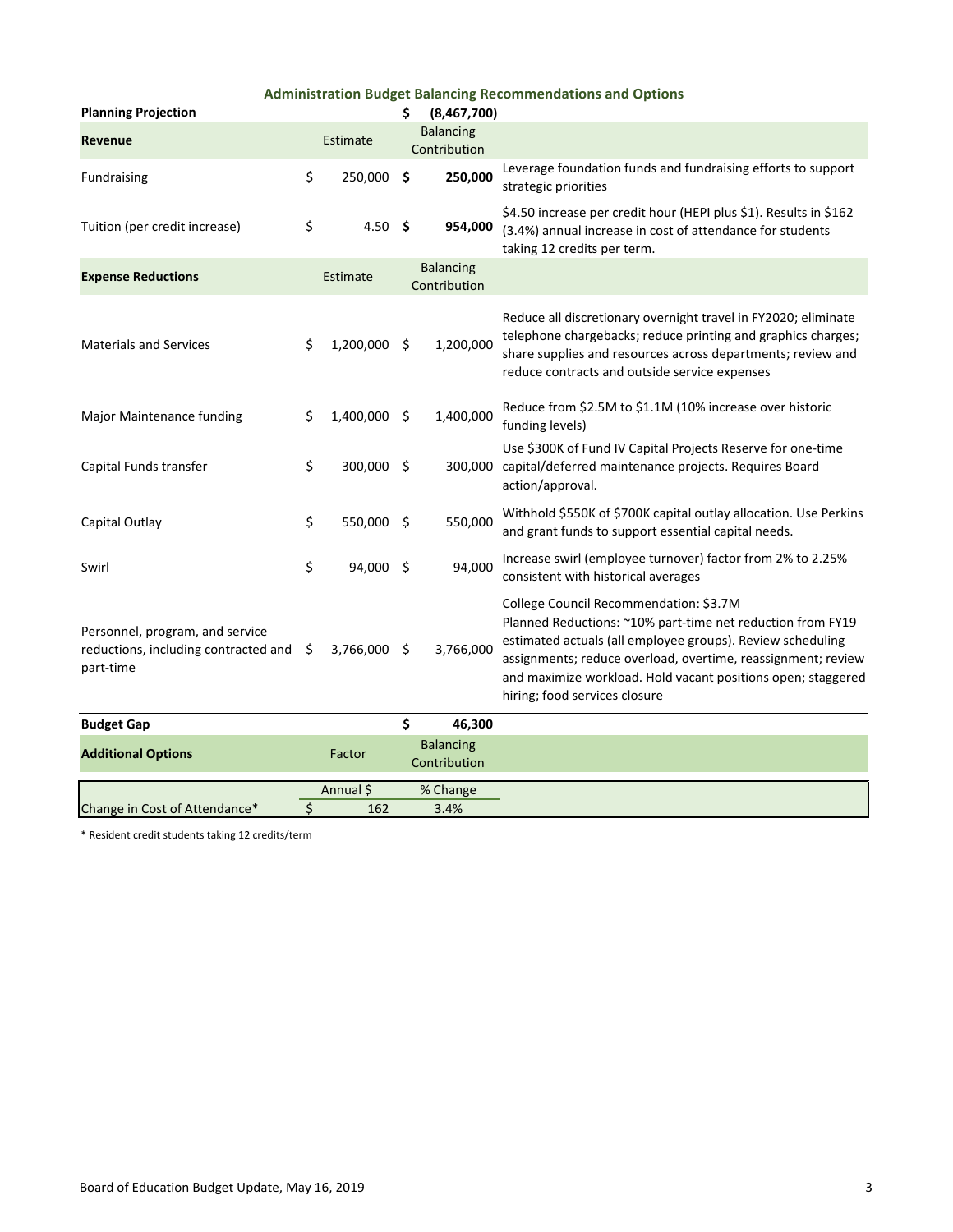## Administration Budget Balancing Recommendations and Options

| | | | |
|---|---|---|---|
| **Planning Projection** | | **$ (8,467,700)** | |
| **Revenue** | Estimate | Balancing Contribution | |
| Fundraising | $ 250,000 | **$ 250,000** | Leverage foundation funds and fundraising efforts to support strategic priorities |
| Tuition (per credit increase) | $ 4.50 | **$ 954,000** | $4.50 increase per credit hour (HEPI plus $1). Results in $162 (3.4%) annual increase in cost of attendance for students taking 12 credits per term. |
| **Expense Reductions** | Estimate | Balancing Contribution | |
| Materials and Services | $ 1,200,000 | $ 1,200,000 | Reduce all discretionary overnight travel in FY2020; eliminate telephone chargebacks; reduce printing and graphics charges; share supplies and resources across departments; review and reduce contracts and outside service expenses |
| Major Maintenance funding | $ 1,400,000 | $ 1,400,000 | Reduce from $2.5M to $1.1M (10% increase over historic funding levels) |
| Capital Funds transfer | $ 300,000 | $ 300,000 | Use $300K of Fund IV Capital Projects Reserve for one-time capital/deferred maintenance projects. Requires Board action/approval. |
| Capital Outlay | $ 550,000 | $ 550,000 | Withhold $550K of $700K capital outlay allocation. Use Perkins and grant funds to support essential capital needs. |
| Swirl | $ 94,000 | $ 94,000 | Increase swirl (employee turnover) factor from 2% to 2.25% consistent with historical averages |
| Personnel, program, and service reductions, including contracted and part-time | $ 3,766,000 | $ 3,766,000 | College Council Recommendation: $3.7M<br>Planned Reductions: ~10% part-time net reduction from FY19 estimated actuals (all employee groups). Review scheduling assignments; reduce overload, overtime, reassignment; review and maximize workload. Hold vacant positions open; staggered hiring; food services closure |
| **Budget Gap** | | **$ 46,300** | |
| **Additional Options** | Factor | Balancing Contribution | |

| | Annual $ | % Change |
|---|---|---|
| Change in Cost of Attendance* | $ 162 | 3.4% |

\* Resident credit students taking 12 credits/term